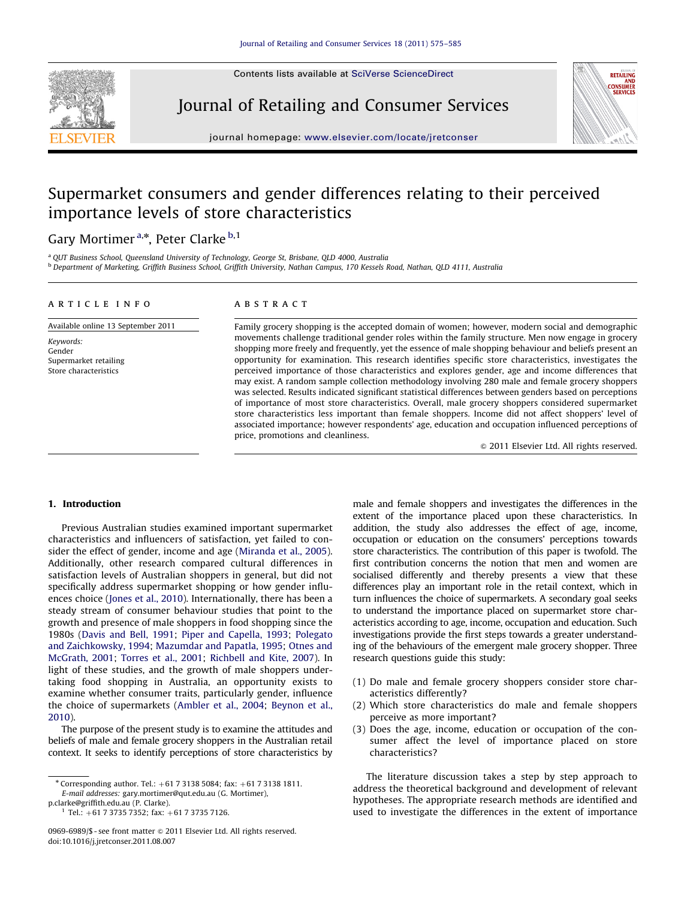# Supermarket consumers and gender differences relating to their perceived importance levels of store characteristics

Gary Mortimer [a,*], Peter Clarke [b,1]

[a] QUT Business School, Queensland University of Technology, George St, Brisbane, QLD 4000, Australia
[b] Department of Marketing, Griffith Business School, Griffith University, Nathan Campus, 170 Kessels Road, Nathan, QLD 4111, Australia

## ARTICLE INFO

Available online 13 September 2011

*Keywords:*
Gender
Supermarket retailing
Store characteristics

## ABSTRACT

Family grocery shopping is the accepted domain of women; however, modern social and demographic movements challenge traditional gender roles within the family structure. Men now engage in grocery shopping more freely and frequently, yet the essence of male shopping behaviour and beliefs present an opportunity for examination. This research identifies specific store characteristics, investigates the perceived importance of those characteristics and explores gender, age and income differences that may exist. A random sample collection methodology involving 280 male and female grocery shoppers was selected. Results indicated significant statistical differences between genders based on perceptions of importance of most store characteristics. Overall, male grocery shoppers considered supermarket store characteristics less important than female shoppers. Income did not affect shoppers' level of associated importance; however respondents' age, education and occupation influenced perceptions of price, promotions and cleanliness.

© 2011 Elsevier Ltd. All rights reserved.

## 1. Introduction

Previous Australian studies examined important supermarket characteristics and influencers of satisfaction, yet failed to consider the effect of gender, income and age (Miranda et al., 2005). Additionally, other research compared cultural differences in satisfaction levels of Australian shoppers in general, but did not specifically address supermarket shopping or how gender influences choice (Jones et al., 2010). Internationally, there has been a steady stream of consumer behaviour studies that point to the growth and presence of male shoppers in food shopping since the 1980s (Davis and Bell, 1991; Piper and Capella, 1993; Polegato and Zaichkowsky, 1994; Mazumdar and Papatla, 1995; Otnes and McGrath, 2001; Torres et al., 2001; Richbell and Kite, 2007). In light of these studies, and the growth of male shoppers undertaking food shopping in Australia, an opportunity exists to examine whether consumer traits, particularly gender, influence the choice of supermarkets (Ambler et al., 2004; Beynon et al., 2010).

The purpose of the present study is to examine the attitudes and beliefs of male and female grocery shoppers in the Australian retail context. It seeks to identify perceptions of store characteristics by male and female shoppers and investigates the differences in the extent of the importance placed upon these characteristics. In addition, the study also addresses the effect of age, income, occupation or education on the consumers' perceptions towards store characteristics. The contribution of this paper is twofold. The first contribution concerns the notion that men and women are socialised differently and thereby presents a view that these differences play an important role in the retail context, which in turn influences the choice of supermarkets. A secondary goal seeks to understand the importance placed on supermarket store characteristics according to age, income, occupation and education. Such investigations provide the first steps towards a greater understanding of the behaviours of the emergent male grocery shopper. Three research questions guide this study:

(1) Do male and female grocery shoppers consider store characteristics differently?
(2) Which store characteristics do male and female shoppers perceive as more important?
(3) Does the age, income, education or occupation of the consumer affect the level of importance placed on store characteristics?

The literature discussion takes a step by step approach to address the theoretical background and development of relevant hypotheses. The appropriate research methods are identified and used to investigate the differences in the extent of importance

* Corresponding author. Tel.: +61 7 3138 5084; fax: +61 7 3138 1811.
*E-mail addresses:* gary.mortimer@qut.edu.au (G. Mortimer), p.clarke@griffith.edu.au (P. Clarke).
[1] Tel.: +61 7 3735 7352; fax: +61 7 3735 7126.

0969-6989/$ - see front matter © 2011 Elsevier Ltd. All rights reserved.
doi:10.1016/j.jretconser.2011.08.007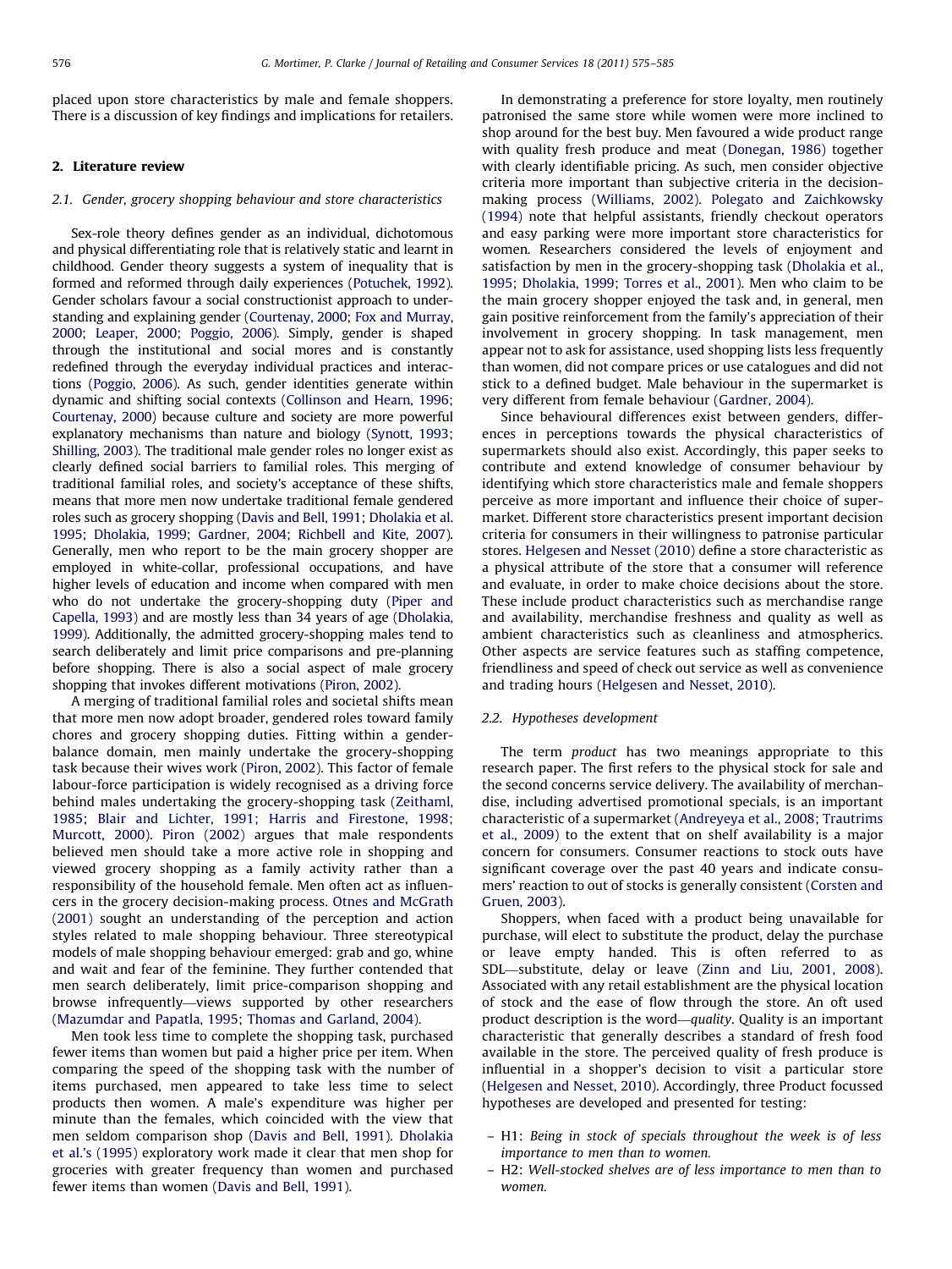placed upon store characteristics by male and female shoppers. There is a discussion of key findings and implications for retailers.

## 2. Literature review

### 2.1. Gender, grocery shopping behaviour and store characteristics

Sex-role theory defines gender as an individual, dichotomous and physical differentiating role that is relatively static and learnt in childhood. Gender theory suggests a system of inequality that is formed and reformed through daily experiences (Potuchek, 1992). Gender scholars favour a social constructionist approach to understanding and explaining gender (Courtenay, 2000; Fox and Murray, 2000; Leaper, 2000; Poggio, 2006). Simply, gender is shaped through the institutional and social mores and is constantly redefined through the everyday individual practices and interactions (Poggio, 2006). As such, gender identities generate within dynamic and shifting social contexts (Collinson and Hearn, 1996; Courtenay, 2000) because culture and society are more powerful explanatory mechanisms than nature and biology (Synott, 1993; Shilling, 2003). The traditional male gender roles no longer exist as clearly defined social barriers to familial roles. This merging of traditional familial roles, and society's acceptance of these shifts, means that more men now undertake traditional female gendered roles such as grocery shopping (Davis and Bell, 1991; Dholakia et al. 1995; Dholakia, 1999; Gardner, 2004; Richbell and Kite, 2007). Generally, men who report to be the main grocery shopper are employed in white-collar, professional occupations, and have higher levels of education and income when compared with men who do not undertake the grocery-shopping duty (Piper and Capella, 1993) and are mostly less than 34 years of age (Dholakia, 1999). Additionally, the admitted grocery-shopping males tend to search deliberately and limit price comparisons and pre-planning before shopping. There is also a social aspect of male grocery shopping that invokes different motivations (Piron, 2002).

A merging of traditional familial roles and societal shifts mean that more men now adopt broader, gendered roles toward family chores and grocery shopping duties. Fitting within a gender-balance domain, men mainly undertake the grocery-shopping task because their wives work (Piron, 2002). This factor of female labour-force participation is widely recognised as a driving force behind males undertaking the grocery-shopping task (Zeithaml, 1985; Blair and Lichter, 1991; Harris and Firestone, 1998; Murcott, 2000). Piron (2002) argues that male respondents believed men should take a more active role in shopping and viewed grocery shopping as a family activity rather than a responsibility of the household female. Men often act as influencers in the grocery decision-making process. Otnes and McGrath (2001) sought an understanding of the perception and action styles related to male shopping behaviour. Three stereotypical models of male shopping behaviour emerged: grab and go, whine and wait and fear of the feminine. They further contended that men search deliberately, limit price-comparison shopping and browse infrequently—views supported by other researchers (Mazumdar and Papatla, 1995; Thomas and Garland, 2004).

Men took less time to complete the shopping task, purchased fewer items than women but paid a higher price per item. When comparing the speed of the shopping task with the number of items purchased, men appeared to take less time to select products then women. A male's expenditure was higher per minute than the females, which coincided with the view that men seldom comparison shop (Davis and Bell, 1991). Dholakia et al.'s (1995) exploratory work made it clear that men shop for groceries with greater frequency than women and purchased fewer items than women (Davis and Bell, 1991).

In demonstrating a preference for store loyalty, men routinely patronised the same store while women were more inclined to shop around for the best buy. Men favoured a wide product range with quality fresh produce and meat (Donegan, 1986) together with clearly identifiable pricing. As such, men consider objective criteria more important than subjective criteria in the decision-making process (Williams, 2002). Polegato and Zaichkowsky (1994) note that helpful assistants, friendly checkout operators and easy parking were more important store characteristics for women. Researchers considered the levels of enjoyment and satisfaction by men in the grocery-shopping task (Dholakia et al., 1995; Dholakia, 1999; Torres et al., 2001). Men who claim to be the main grocery shopper enjoyed the task and, in general, men gain positive reinforcement from the family's appreciation of their involvement in grocery shopping. In task management, men appear not to ask for assistance, used shopping lists less frequently than women, did not compare prices or use catalogues and did not stick to a defined budget. Male behaviour in the supermarket is very different from female behaviour (Gardner, 2004).

Since behavioural differences exist between genders, differences in perceptions towards the physical characteristics of supermarkets should also exist. Accordingly, this paper seeks to contribute and extend knowledge of consumer behaviour by identifying which store characteristics male and female shoppers perceive as more important and influence their choice of supermarket. Different store characteristics present important decision criteria for consumers in their willingness to patronise particular stores. Helgesen and Nesset (2010) define a store characteristic as a physical attribute of the store that a consumer will reference and evaluate, in order to make choice decisions about the store. These include product characteristics such as merchandise range and availability, merchandise freshness and quality as well as ambient characteristics such as cleanliness and atmospherics. Other aspects are service features such as staffing competence, friendliness and speed of check out service as well as convenience and trading hours (Helgesen and Nesset, 2010).

### 2.2. Hypotheses development

The term *product* has two meanings appropriate to this research paper. The first refers to the physical stock for sale and the second concerns service delivery. The availability of merchandise, including advertised promotional specials, is an important characteristic of a supermarket (Andreyeya et al., 2008; Trautrims et al., 2009) to the extent that on shelf availability is a major concern for consumers. Consumer reactions to stock outs have significant coverage over the past 40 years and indicate consumers' reaction to out of stocks is generally consistent (Corsten and Gruen, 2003).

Shoppers, when faced with a product being unavailable for purchase, will elect to substitute the product, delay the purchase or leave empty handed. This is often referred to as SDL—substitute, delay or leave (Zinn and Liu, 2001, 2008). Associated with any retail establishment are the physical location of stock and the ease of flow through the store. An oft used product description is the word—*quality*. Quality is an important characteristic that generally describes a standard of fresh food available in the store. The perceived quality of fresh produce is influential in a shopper's decision to visit a particular store (Helgesen and Nesset, 2010). Accordingly, three Product focussed hypotheses are developed and presented for testing:

- H1: *Being in stock of specials throughout the week is of less importance to men than to women.*
- H2: *Well-stocked shelves are of less importance to men than to women.*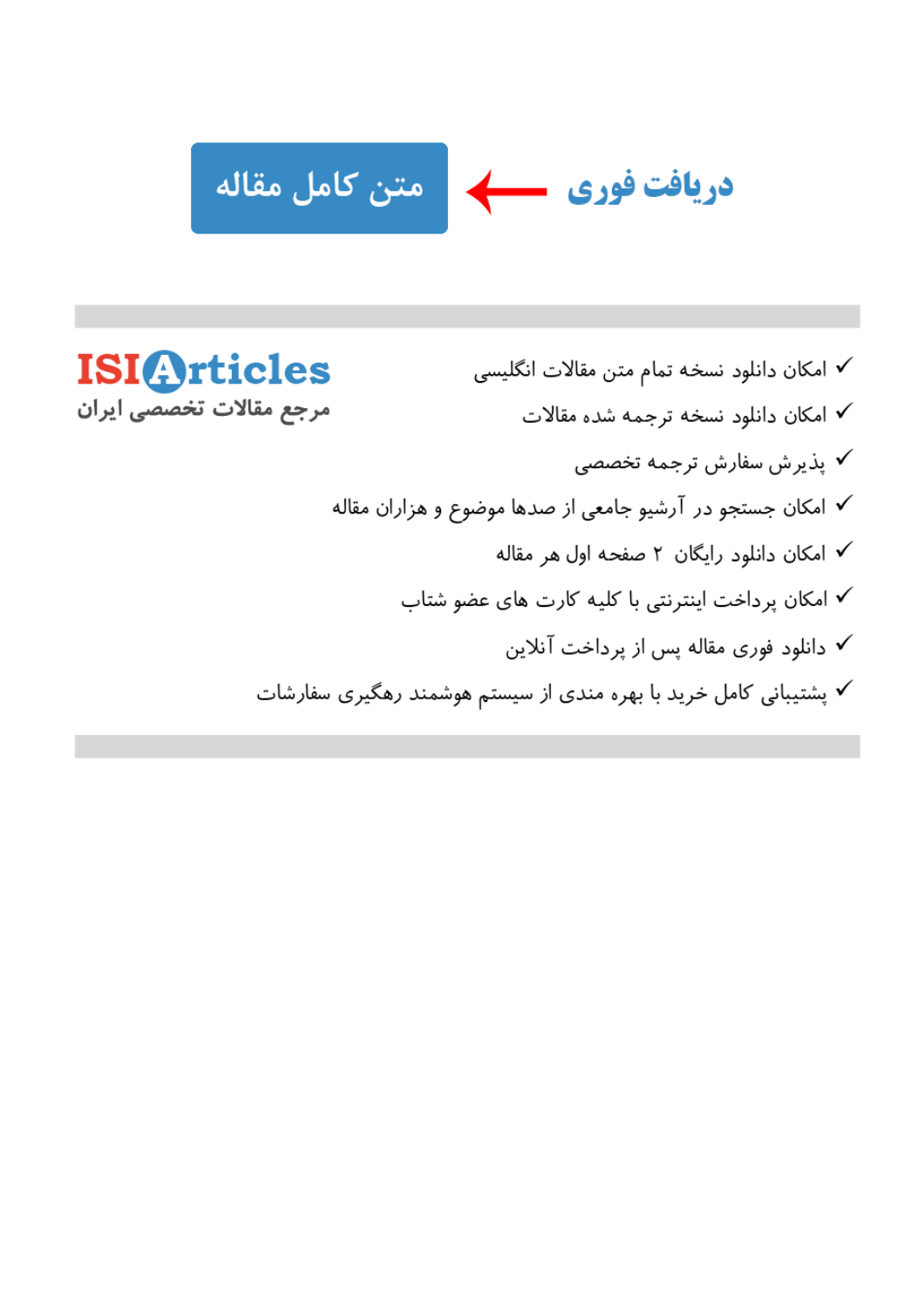دریافت فوری ← متن کامل مقاله

ISIArticles
مرجع مقالات تخصصی ایران

- ✓ امکان دانلود نسخه تمام متن مقالات انگلیسی
- ✓ امکان دانلود نسخه ترجمه شده مقالات
- ✓ پذیرش سفارش ترجمه تخصصی
- ✓ امکان جستجو در آرشیو جامعی از صدها موضوع و هزاران مقاله
- ✓ امکان دانلود رایگان ۲ صفحه اول هر مقاله
- ✓ امکان پرداخت اینترنتی با کلیه کارت های عضو شتاب
- ✓ دانلود فوری مقاله پس از پرداخت آنلاین
- ✓ پشتیبانی کامل خرید با بهره مندی از سیستم هوشمند رهگیری سفارشات